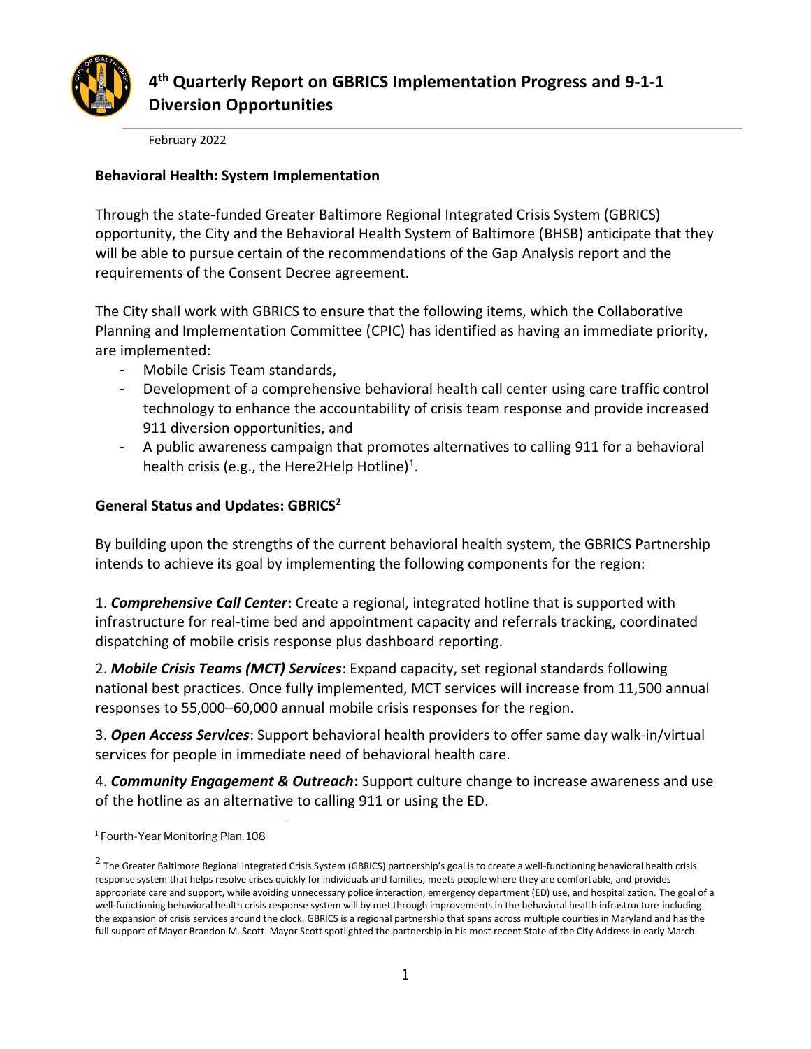# 4th Quarterly Report on GBRICS Implementation Progress and 9-1-1 Diversion Opportunities

February 2022

**<u>Behavioral Health: System Implementation</u>**

Through the state-funded Greater Baltimore Regional Integrated Crisis System (GBRICS) opportunity, the City and the Behavioral Health System of Baltimore (BHSB) anticipate that they will be able to pursue certain of the recommendations of the Gap Analysis report and the requirements of the Consent Decree agreement.

The City shall work with GBRICS to ensure that the following items, which the Collaborative Planning and Implementation Committee (CPIC) has identified as having an immediate priority, are implemented:

- Mobile Crisis Team standards,
- Development of a comprehensive behavioral health call center using care traffic control technology to enhance the accountability of crisis team response and provide increased 911 diversion opportunities, and
- A public awareness campaign that promotes alternatives to calling 911 for a behavioral health crisis (e.g., the Here2Help Hotline)[1].

**<u>General Status and Updates: GBRICS[2]</u>**

By building upon the strengths of the current behavioral health system, the GBRICS Partnership intends to achieve its goal by implementing the following components for the region:

1. ***Comprehensive Call Center*****:** Create a regional, integrated hotline that is supported with infrastructure for real-time bed and appointment capacity and referrals tracking, coordinated dispatching of mobile crisis response plus dashboard reporting.

2. ***Mobile Crisis Teams (MCT) Services***: Expand capacity, set regional standards following national best practices. Once fully implemented, MCT services will increase from 11,500 annual responses to 55,000–60,000 annual mobile crisis responses for the region.

3. ***Open Access Services***: Support behavioral health providers to offer same day walk-in/virtual services for people in immediate need of behavioral health care.

4. ***Community Engagement & Outreach*****:** Support culture change to increase awareness and use of the hotline as an alternative to calling 911 or using the ED.

---

[1] Fourth-Year Monitoring Plan, 108

[2] The Greater Baltimore Regional Integrated Crisis System (GBRICS) partnership's goal is to create a well-functioning behavioral health crisis response system that helps resolve crises quickly for individuals and families, meets people where they are comfortable, and provides appropriate care and support, while avoiding unnecessary police interaction, emergency department (ED) use, and hospitalization. The goal of a well-functioning behavioral health crisis response system will by met through improvements in the behavioral health infrastructure including the expansion of crisis services around the clock. GBRICS is a regional partnership that spans across multiple counties in Maryland and has the full support of Mayor Brandon M. Scott. Mayor Scott spotlighted the partnership in his most recent State of the City Address in early March.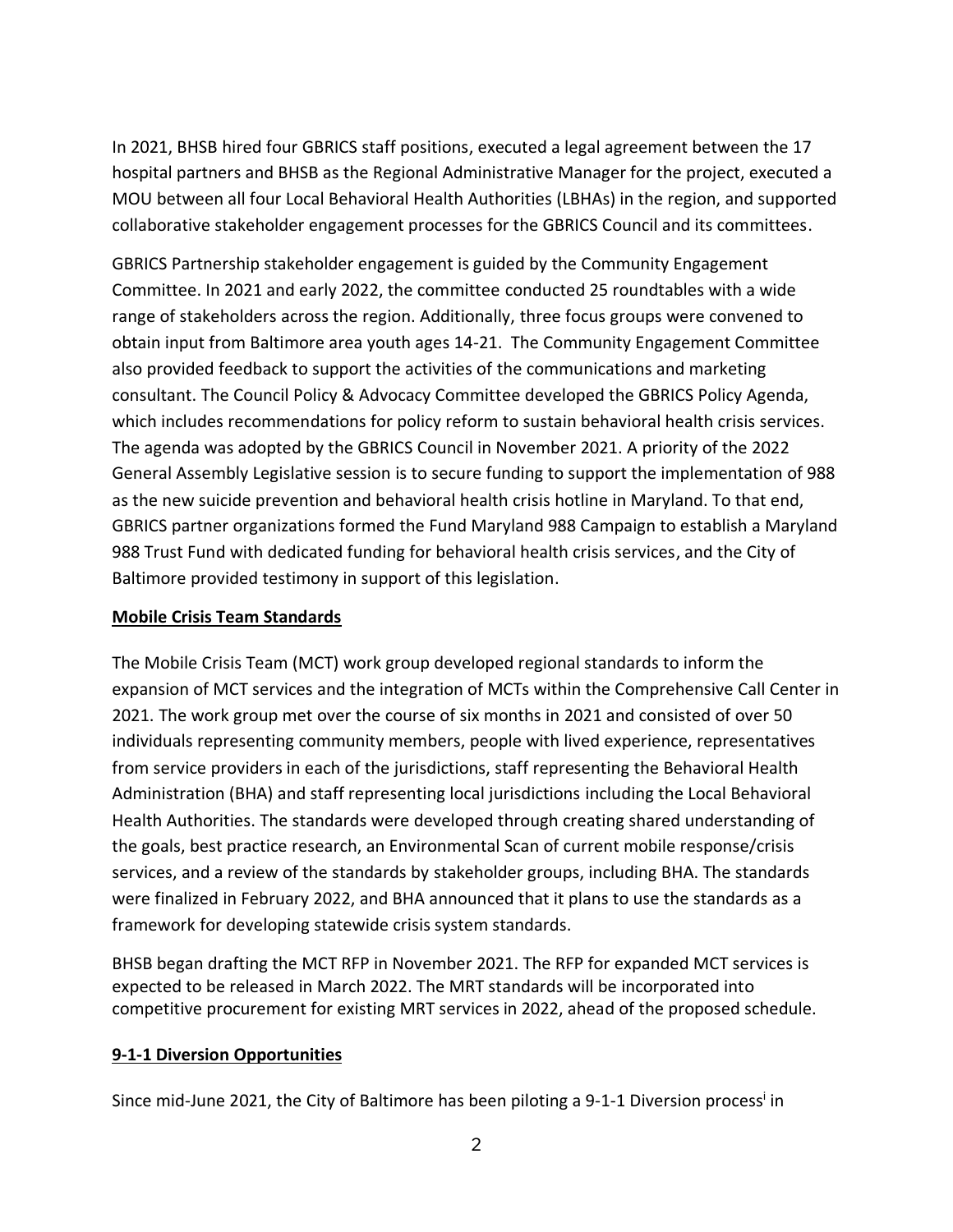In 2021, BHSB hired four GBRICS staff positions, executed a legal agreement between the 17 hospital partners and BHSB as the Regional Administrative Manager for the project, executed a MOU between all four Local Behavioral Health Authorities (LBHAs) in the region, and supported collaborative stakeholder engagement processes for the GBRICS Council and its committees.

GBRICS Partnership stakeholder engagement is guided by the Community Engagement Committee. In 2021 and early 2022, the committee conducted 25 roundtables with a wide range of stakeholders across the region. Additionally, three focus groups were convened to obtain input from Baltimore area youth ages 14-21. The Community Engagement Committee also provided feedback to support the activities of the communications and marketing consultant. The Council Policy & Advocacy Committee developed the GBRICS Policy Agenda, which includes recommendations for policy reform to sustain behavioral health crisis services. The agenda was adopted by the GBRICS Council in November 2021. A priority of the 2022 General Assembly Legislative session is to secure funding to support the implementation of 988 as the new suicide prevention and behavioral health crisis hotline in Maryland. To that end, GBRICS partner organizations formed the Fund Maryland 988 Campaign to establish a Maryland 988 Trust Fund with dedicated funding for behavioral health crisis services, and the City of Baltimore provided testimony in support of this legislation.

**Mobile Crisis Team Standards**

The Mobile Crisis Team (MCT) work group developed regional standards to inform the expansion of MCT services and the integration of MCTs within the Comprehensive Call Center in 2021. The work group met over the course of six months in 2021 and consisted of over 50 individuals representing community members, people with lived experience, representatives from service providers in each of the jurisdictions, staff representing the Behavioral Health Administration (BHA) and staff representing local jurisdictions including the Local Behavioral Health Authorities. The standards were developed through creating shared understanding of the goals, best practice research, an Environmental Scan of current mobile response/crisis services, and a review of the standards by stakeholder groups, including BHA. The standards were finalized in February 2022, and BHA announced that it plans to use the standards as a framework for developing statewide crisis system standards.

BHSB began drafting the MCT RFP in November 2021. The RFP for expanded MCT services is expected to be released in March 2022. The MRT standards will be incorporated into competitive procurement for existing MRT services in 2022, ahead of the proposed schedule.

**9-1-1 Diversion Opportunities**

Since mid-June 2021, the City of Baltimore has been piloting a 9-1-1 Diversion process[i] in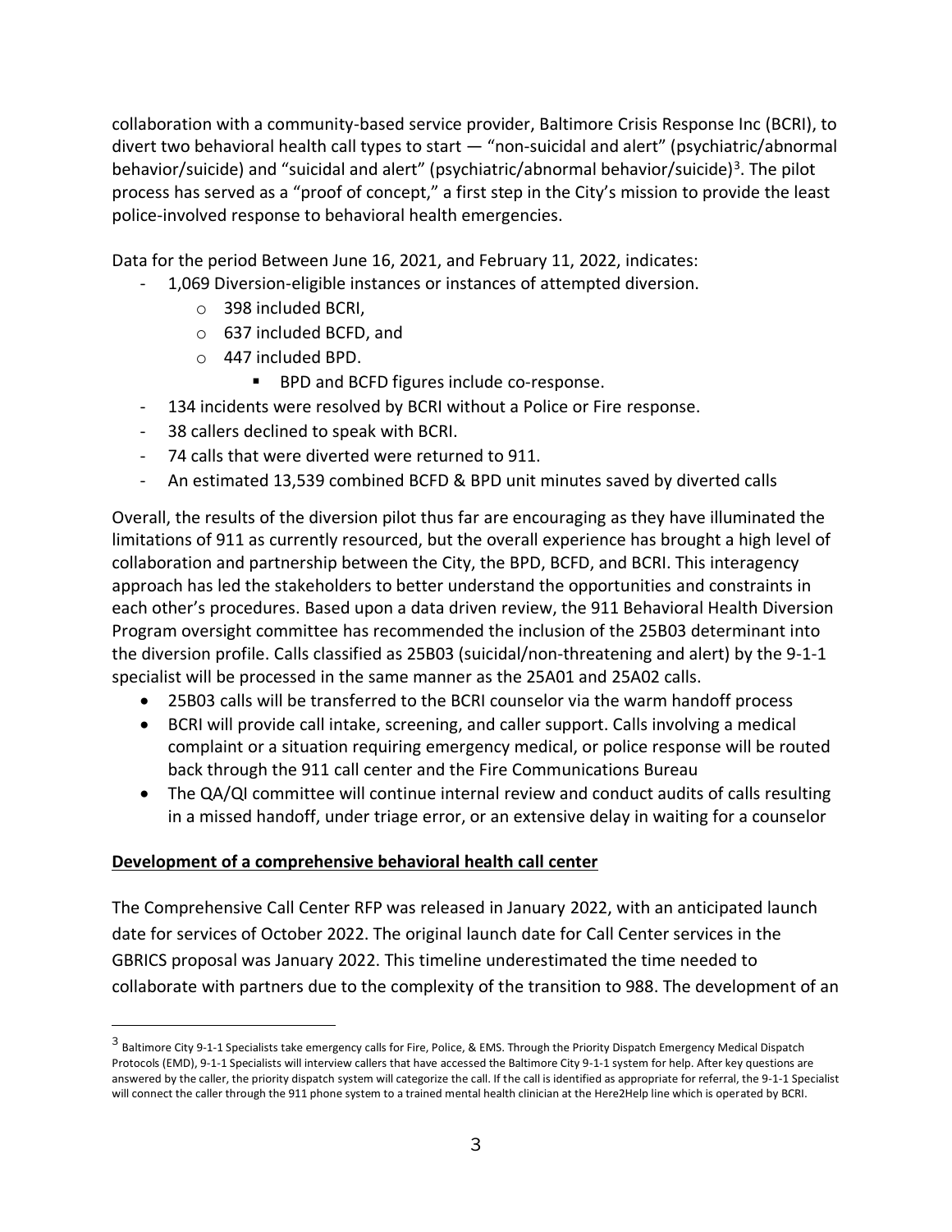collaboration with a community-based service provider, Baltimore Crisis Response Inc (BCRI), to divert two behavioral health call types to start — "non-suicidal and alert" (psychiatric/abnormal behavior/suicide) and "suicidal and alert" (psychiatric/abnormal behavior/suicide)[3]. The pilot process has served as a "proof of concept," a first step in the City's mission to provide the least police-involved response to behavioral health emergencies.

Data for the period Between June 16, 2021, and February 11, 2022, indicates:

- 1,069 Diversion-eligible instances or instances of attempted diversion.
  - 398 included BCRI,
  - 637 included BCFD, and
  - 447 included BPD.
    - BPD and BCFD figures include co-response.
- 134 incidents were resolved by BCRI without a Police or Fire response.
- 38 callers declined to speak with BCRI.
- 74 calls that were diverted were returned to 911.
- An estimated 13,539 combined BCFD & BPD unit minutes saved by diverted calls

Overall, the results of the diversion pilot thus far are encouraging as they have illuminated the limitations of 911 as currently resourced, but the overall experience has brought a high level of collaboration and partnership between the City, the BPD, BCFD, and BCRI. This interagency approach has led the stakeholders to better understand the opportunities and constraints in each other's procedures. Based upon a data driven review, the 911 Behavioral Health Diversion Program oversight committee has recommended the inclusion of the 25B03 determinant into the diversion profile. Calls classified as 25B03 (suicidal/non-threatening and alert) by the 9-1-1 specialist will be processed in the same manner as the 25A01 and 25A02 calls.

- 25B03 calls will be transferred to the BCRI counselor via the warm handoff process
- BCRI will provide call intake, screening, and caller support. Calls involving a medical complaint or a situation requiring emergency medical, or police response will be routed back through the 911 call center and the Fire Communications Bureau
- The QA/QI committee will continue internal review and conduct audits of calls resulting in a missed handoff, under triage error, or an extensive delay in waiting for a counselor

**Development of a comprehensive behavioral health call center**

The Comprehensive Call Center RFP was released in January 2022, with an anticipated launch date for services of October 2022. The original launch date for Call Center services in the GBRICS proposal was January 2022. This timeline underestimated the time needed to collaborate with partners due to the complexity of the transition to 988. The development of an

[3] Baltimore City 9-1-1 Specialists take emergency calls for Fire, Police, & EMS. Through the Priority Dispatch Emergency Medical Dispatch Protocols (EMD), 9-1-1 Specialists will interview callers that have accessed the Baltimore City 9-1-1 system for help. After key questions are answered by the caller, the priority dispatch system will categorize the call. If the call is identified as appropriate for referral, the 9-1-1 Specialist will connect the caller through the 911 phone system to a trained mental health clinician at the Here2Help line which is operated by BCRI.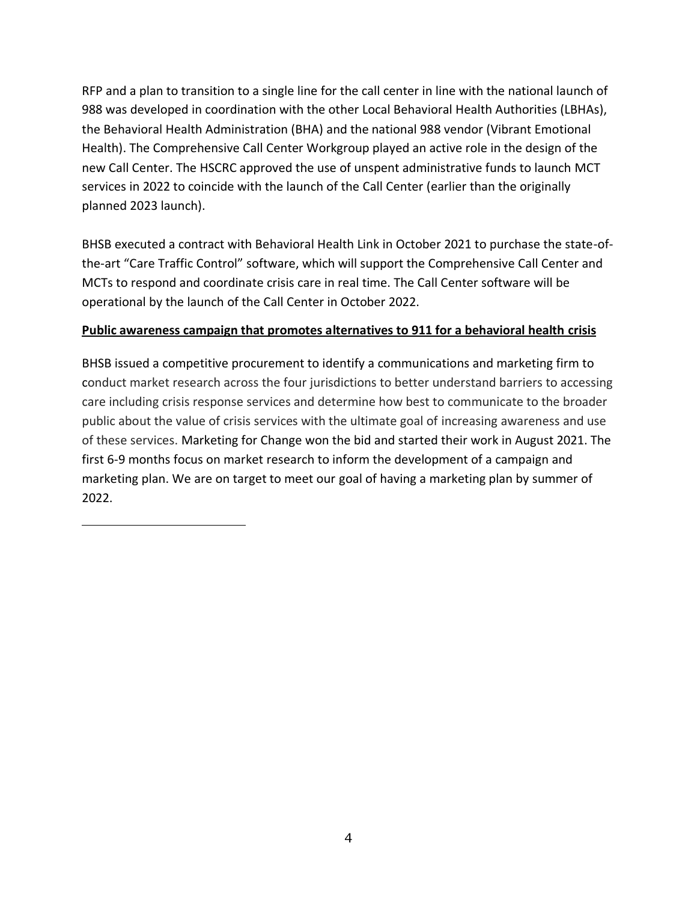RFP and a plan to transition to a single line for the call center in line with the national launch of 988 was developed in coordination with the other Local Behavioral Health Authorities (LBHAs), the Behavioral Health Administration (BHA) and the national 988 vendor (Vibrant Emotional Health). The Comprehensive Call Center Workgroup played an active role in the design of the new Call Center. The HSCRC approved the use of unspent administrative funds to launch MCT services in 2022 to coincide with the launch of the Call Center (earlier than the originally planned 2023 launch).

BHSB executed a contract with Behavioral Health Link in October 2021 to purchase the state-of-the-art "Care Traffic Control" software, which will support the Comprehensive Call Center and MCTs to respond and coordinate crisis care in real time. The Call Center software will be operational by the launch of the Call Center in October 2022.

**<u>Public awareness campaign that promotes alternatives to 911 for a behavioral health crisis</u>**

BHSB issued a competitive procurement to identify a communications and marketing firm to conduct market research across the four jurisdictions to better understand barriers to accessing care including crisis response services and determine how best to communicate to the broader public about the value of crisis services with the ultimate goal of increasing awareness and use of these services. Marketing for Change won the bid and started their work in August 2021. The first 6-9 months focus on market research to inform the development of a campaign and marketing plan. We are on target to meet our goal of having a marketing plan by summer of 2022.